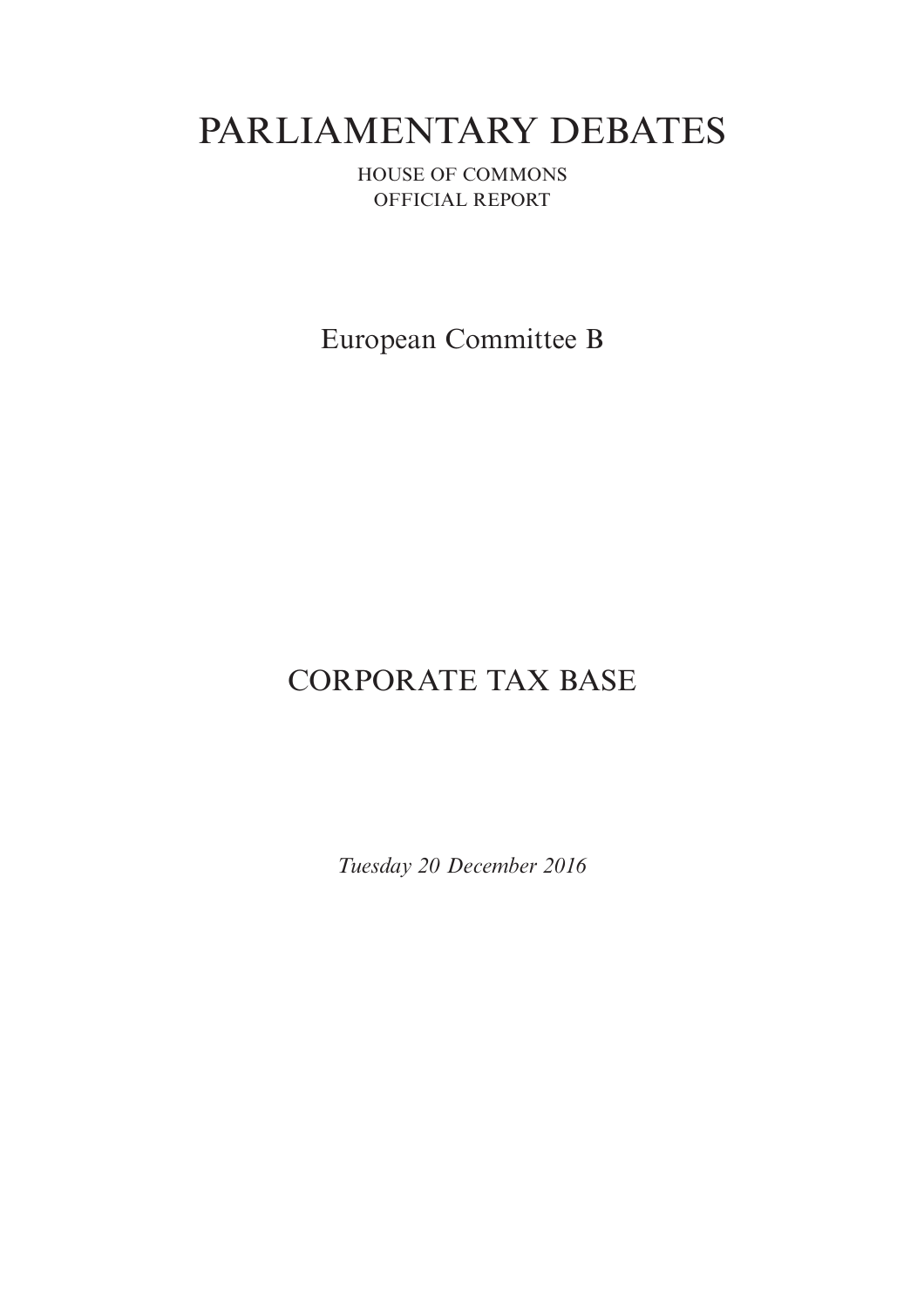# PARLIAMENTARY DEBATES

HOUSE OF COMMONS

OFFICIAL REPORT

## European Committee B

## CORPORATE TAX BASE

*Tuesday 20 December 2016*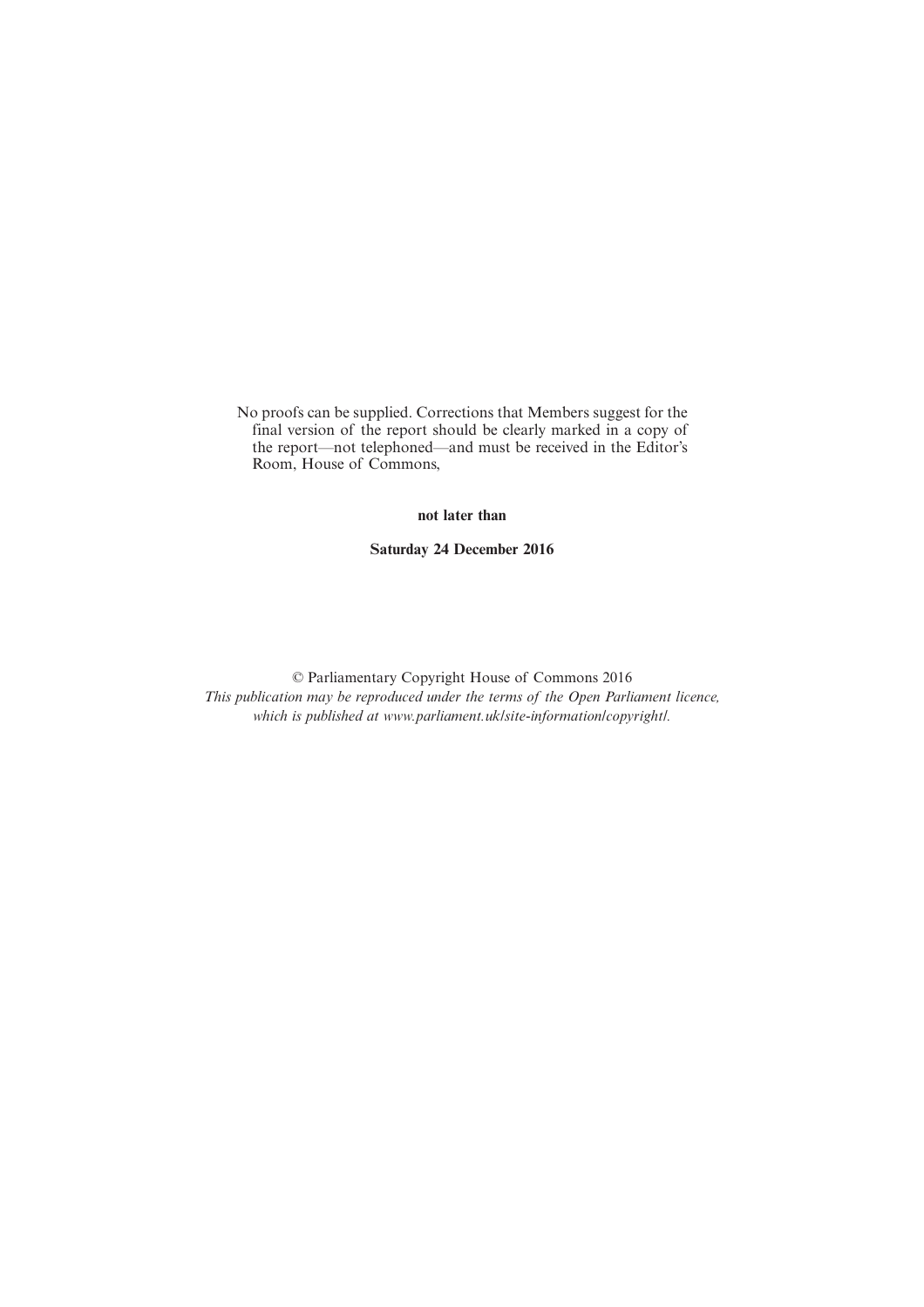No proofs can be supplied. Corrections that Members suggest for the final version of the report should be clearly marked in a copy of the report—not telephoned—and must be received in the Editor's Room, House of Commons,

**not later than**

**Saturday 24 December 2016**

© Parliamentary Copyright House of Commons 2016

*This publication may be reproduced under the terms of the Open Parliament licence, which is published at www.parliament.uk/site-information/copyright/.*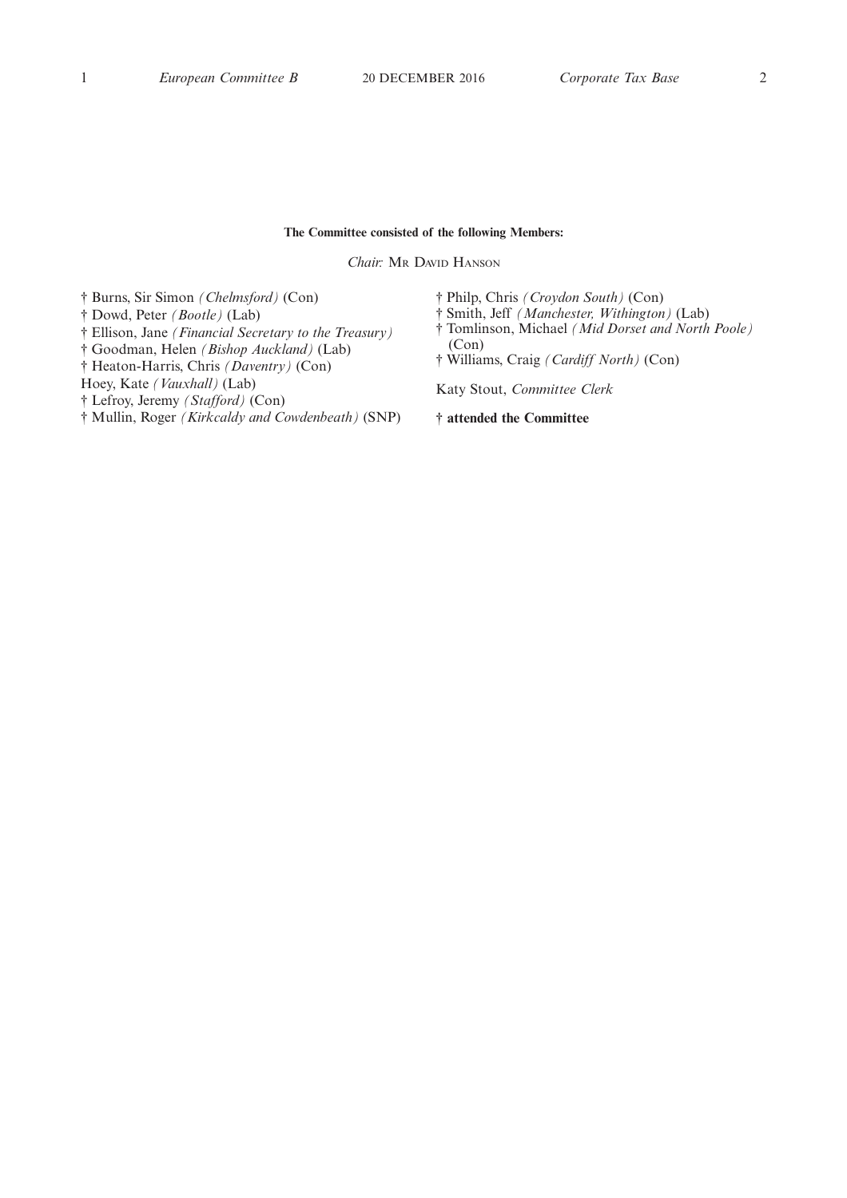**The Committee consisted of the following Members:**

*Chair:* Mr David Hanson

† Burns, Sir Simon *(Chelmsford)* (Con)
† Dowd, Peter *(Bootle)* (Lab)
† Ellison, Jane *(Financial Secretary to the Treasury)*
† Goodman, Helen *(Bishop Auckland)* (Lab)
† Heaton-Harris, Chris *(Daventry)* (Con)
Hoey, Kate *(Vauxhall)* (Lab)
† Lefroy, Jeremy *(Stafford)* (Con)
† Mullin, Roger *(Kirkcaldy and Cowdenbeath)* (SNP)
† Philp, Chris *(Croydon South)* (Con)
† Smith, Jeff *(Manchester, Withington)* (Lab)
† Tomlinson, Michael *(Mid Dorset and North Poole)* (Con)
† Williams, Craig *(Cardiff North)* (Con)

Katy Stout, *Committee Clerk*

**† attended the Committee**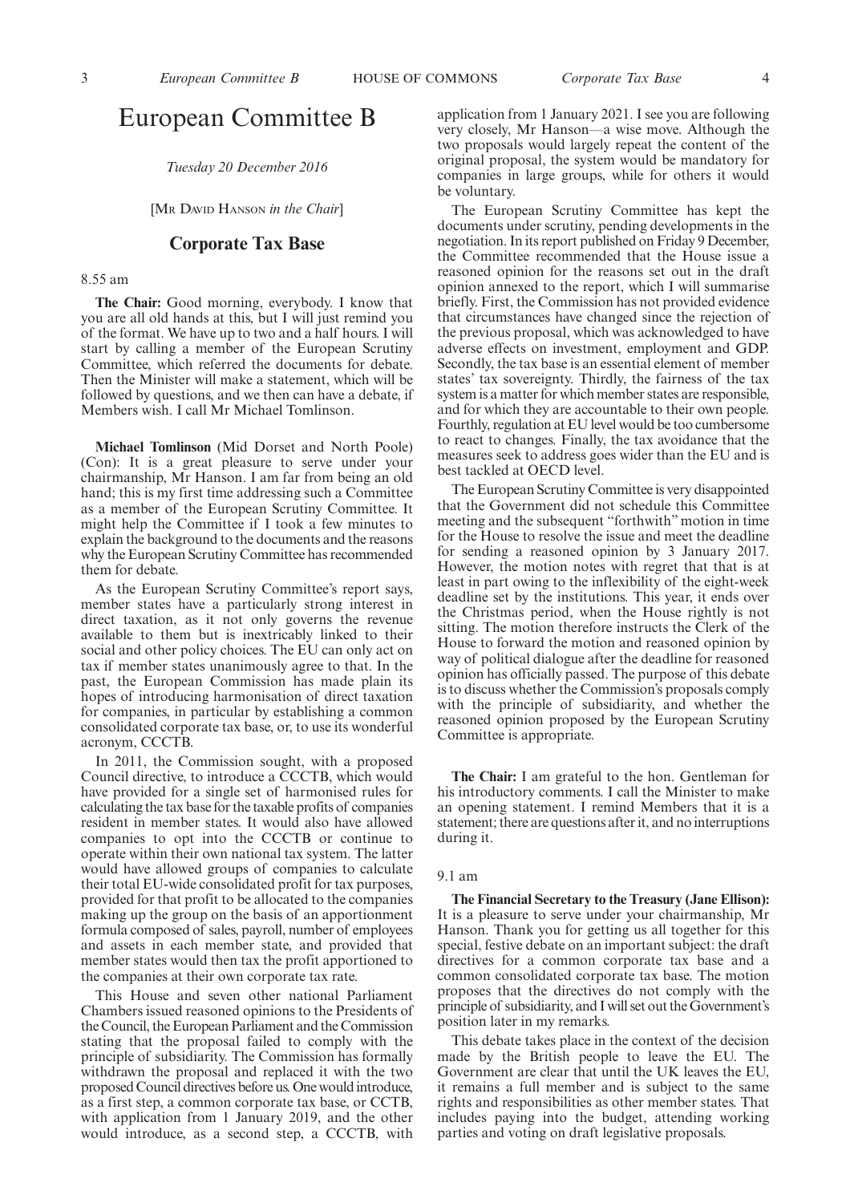# European Committee B

*Tuesday 20 December 2016*

[MR DAVID HANSON *in the Chair*]

## Corporate Tax Base

8.55 am

**The Chair:** Good morning, everybody. I know that you are all old hands at this, but I will just remind you of the format. We have up to two and a half hours. I will start by calling a member of the European Scrutiny Committee, which referred the documents for debate. Then the Minister will make a statement, which will be followed by questions, and we then can have a debate, if Members wish. I call Mr Michael Tomlinson.

**Michael Tomlinson** (Mid Dorset and North Poole) (Con): It is a great pleasure to serve under your chairmanship, Mr Hanson. I am far from being an old hand; this is my first time addressing such a Committee as a member of the European Scrutiny Committee. It might help the Committee if I took a few minutes to explain the background to the documents and the reasons why the European Scrutiny Committee has recommended them for debate.

As the European Scrutiny Committee's report says, member states have a particularly strong interest in direct taxation, as it not only governs the revenue available to them but is inextricably linked to their social and other policy choices. The EU can only act on tax if member states unanimously agree to that. In the past, the European Commission has made plain its hopes of introducing harmonisation of direct taxation for companies, in particular by establishing a common consolidated corporate tax base, or, to use its wonderful acronym, CCCTB.

In 2011, the Commission sought, with a proposed Council directive, to introduce a CCCTB, which would have provided for a single set of harmonised rules for calculating the tax base for the taxable profits of companies resident in member states. It would also have allowed companies to opt into the CCCTB or continue to operate within their own national tax system. The latter would have allowed groups of companies to calculate their total EU-wide consolidated profit for tax purposes, provided for that profit to be allocated to the companies making up the group on the basis of an apportionment formula composed of sales, payroll, number of employees and assets in each member state, and provided that member states would then tax the profit apportioned to the companies at their own corporate tax rate.

This House and seven other national Parliament Chambers issued reasoned opinions to the Presidents of the Council, the European Parliament and the Commission stating that the proposal failed to comply with the principle of subsidiarity. The Commission has formally withdrawn the proposal and replaced it with the two proposed Council directives before us. One would introduce, as a first step, a common corporate tax base, or CCTB, with application from 1 January 2019, and the other would introduce, as a second step, a CCCTB, with application from 1 January 2021. I see you are following very closely, Mr Hanson—a wise move. Although the two proposals would largely repeat the content of the original proposal, the system would be mandatory for companies in large groups, while for others it would be voluntary.

The European Scrutiny Committee has kept the documents under scrutiny, pending developments in the negotiation. In its report published on Friday 9 December, the Committee recommended that the House issue a reasoned opinion for the reasons set out in the draft opinion annexed to the report, which I will summarise briefly. First, the Commission has not provided evidence that circumstances have changed since the rejection of the previous proposal, which was acknowledged to have adverse effects on investment, employment and GDP. Secondly, the tax base is an essential element of member states' tax sovereignty. Thirdly, the fairness of the tax system is a matter for which member states are responsible, and for which they are accountable to their own people. Fourthly, regulation at EU level would be too cumbersome to react to changes. Finally, the tax avoidance that the measures seek to address goes wider than the EU and is best tackled at OECD level.

The European Scrutiny Committee is very disappointed that the Government did not schedule this Committee meeting and the subsequent "forthwith" motion in time for the House to resolve the issue and meet the deadline for sending a reasoned opinion by 3 January 2017. However, the motion notes with regret that that is at least in part owing to the inflexibility of the eight-week deadline set by the institutions. This year, it ends over the Christmas period, when the House rightly is not sitting. The motion therefore instructs the Clerk of the House to forward the motion and reasoned opinion by way of political dialogue after the deadline for reasoned opinion has officially passed. The purpose of this debate is to discuss whether the Commission's proposals comply with the principle of subsidiarity, and whether the reasoned opinion proposed by the European Scrutiny Committee is appropriate.

**The Chair:** I am grateful to the hon. Gentleman for his introductory comments. I call the Minister to make an opening statement. I remind Members that it is a statement; there are questions after it, and no interruptions during it.

9.1 am

**The Financial Secretary to the Treasury (Jane Ellison):** It is a pleasure to serve under your chairmanship, Mr Hanson. Thank you for getting us all together for this special, festive debate on an important subject: the draft directives for a common corporate tax base and a common consolidated corporate tax base. The motion proposes that the directives do not comply with the principle of subsidiarity, and I will set out the Government's position later in my remarks.

This debate takes place in the context of the decision made by the British people to leave the EU. The Government are clear that until the UK leaves the EU, it remains a full member and is subject to the same rights and responsibilities as other member states. That includes paying into the budget, attending working parties and voting on draft legislative proposals.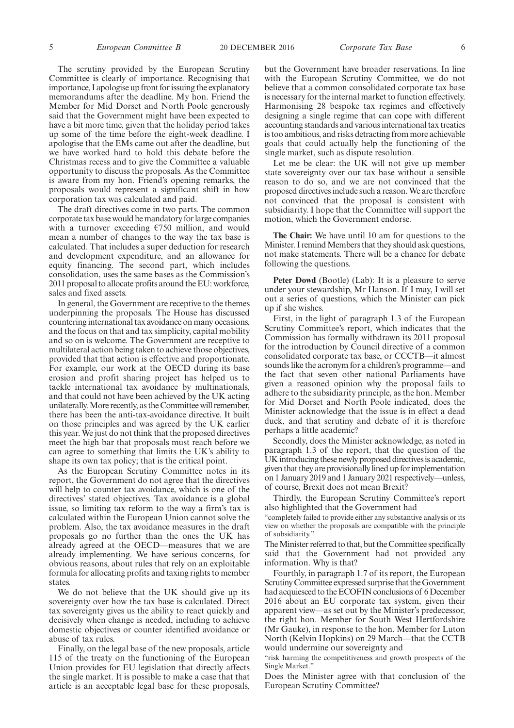The scrutiny provided by the European Scrutiny Committee is clearly of importance. Recognising that importance, I apologise up front for issuing the explanatory memorandums after the deadline. My hon. Friend the Member for Mid Dorset and North Poole generously said that the Government might have been expected to have a bit more time, given that the holiday period takes up some of the time before the eight-week deadline. I apologise that the EMs came out after the deadline, but we have worked hard to hold this debate before the Christmas recess and to give the Committee a valuable opportunity to discuss the proposals. As the Committee is aware from my hon. Friend's opening remarks, the proposals would represent a significant shift in how corporation tax was calculated and paid.

The draft directives come in two parts. The common corporate tax base would be mandatory for large companies with a turnover exceeding €750 million, and would mean a number of changes to the way the tax base is calculated. That includes a super deduction for research and development expenditure, and an allowance for equity financing. The second part, which includes consolidation, uses the same bases as the Commission's 2011 proposal to allocate profits around the EU: workforce, sales and fixed assets.

In general, the Government are receptive to the themes underpinning the proposals. The House has discussed countering international tax avoidance on many occasions, and the focus on that and tax simplicity, capital mobility and so on is welcome. The Government are receptive to multilateral action being taken to achieve those objectives, provided that that action is effective and proportionate. For example, our work at the OECD during its base erosion and profit sharing project has helped us to tackle international tax avoidance by multinationals, and that could not have been achieved by the UK acting unilaterally. More recently, as the Committee will remember, there has been the anti-tax-avoidance directive. It built on those principles and was agreed by the UK earlier this year. We just do not think that the proposed directives meet the high bar that proposals must reach before we can agree to something that limits the UK's ability to shape its own tax policy; that is the critical point.

As the European Scrutiny Committee notes in its report, the Government do not agree that the directives will help to counter tax avoidance, which is one of the directives' stated objectives. Tax avoidance is a global issue, so limiting tax reform to the way a firm's tax is calculated within the European Union cannot solve the problem. Also, the tax avoidance measures in the draft proposals go no further than the ones the UK has already agreed at the OECD—measures that we are already implementing. We have serious concerns, for obvious reasons, about rules that rely on an exploitable formula for allocating profits and taxing rights to member states.

We do not believe that the UK should give up its sovereignty over how the tax base is calculated. Direct tax sovereignty gives us the ability to react quickly and decisively when change is needed, including to achieve domestic objectives or counter identified avoidance or abuse of tax rules.

Finally, on the legal base of the new proposals, article 115 of the treaty on the functioning of the European Union provides for EU legislation that directly affects the single market. It is possible to make a case that that article is an acceptable legal base for these proposals, but the Government have broader reservations. In line with the European Scrutiny Committee, we do not believe that a common consolidated corporate tax base is necessary for the internal market to function effectively. Harmonising 28 bespoke tax regimes and effectively designing a single regime that can cope with different accounting standards and various international tax treaties is too ambitious, and risks detracting from more achievable goals that could actually help the functioning of the single market, such as dispute resolution.

Let me be clear: the UK will not give up member state sovereignty over our tax base without a sensible reason to do so, and we are not convinced that the proposed directives include such a reason. We are therefore not convinced that the proposal is consistent with subsidiarity. I hope that the Committee will support the motion, which the Government endorse.

**The Chair:** We have until 10 am for questions to the Minister. I remind Members that they should ask questions, not make statements. There will be a chance for debate following the questions.

**Peter Dowd** (Bootle) (Lab): It is a pleasure to serve under your stewardship, Mr Hanson. If I may, I will set out a series of questions, which the Minister can pick up if she wishes.

First, in the light of paragraph 1.3 of the European Scrutiny Committee's report, which indicates that the Commission has formally withdrawn its 2011 proposal for the introduction by Council directive of a common consolidated corporate tax base, or CCCTB—it almost sounds like the acronym for a children's programme—and the fact that seven other national Parliaments have given a reasoned opinion why the proposal fails to adhere to the subsidiarity principle, as the hon. Member for Mid Dorset and North Poole indicated, does the Minister acknowledge that the issue is in effect a dead duck, and that scrutiny and debate of it is therefore perhaps a little academic?

Secondly, does the Minister acknowledge, as noted in paragraph 1.3 of the report, that the question of the UK introducing these newly proposed directives is academic, given that they are provisionally lined up for implementation on 1 January 2019 and 1 January 2021 respectively—unless, of course, Brexit does not mean Brexit?

Thirdly, the European Scrutiny Committee's report also highlighted that the Government had

"completely failed to provide either any substantive analysis or its view on whether the proposals are compatible with the principle of subsidiarity."

The Minister referred to that, but the Committee specifically said that the Government had not provided any information. Why is that?

Fourthly, in paragraph 1.7 of its report, the European Scrutiny Committee expressed surprise that the Government had acquiesced to the ECOFIN conclusions of 6 December 2016 about an EU corporate tax system, given their apparent view—as set out by the Minister's predecessor, the right hon. Member for South West Hertfordshire (Mr Gauke), in response to the hon. Member for Luton North (Kelvin Hopkins) on 29 March—that the CCTB would undermine our sovereignty and

"risk harming the competitiveness and growth prospects of the Single Market."

Does the Minister agree with that conclusion of the European Scrutiny Committee?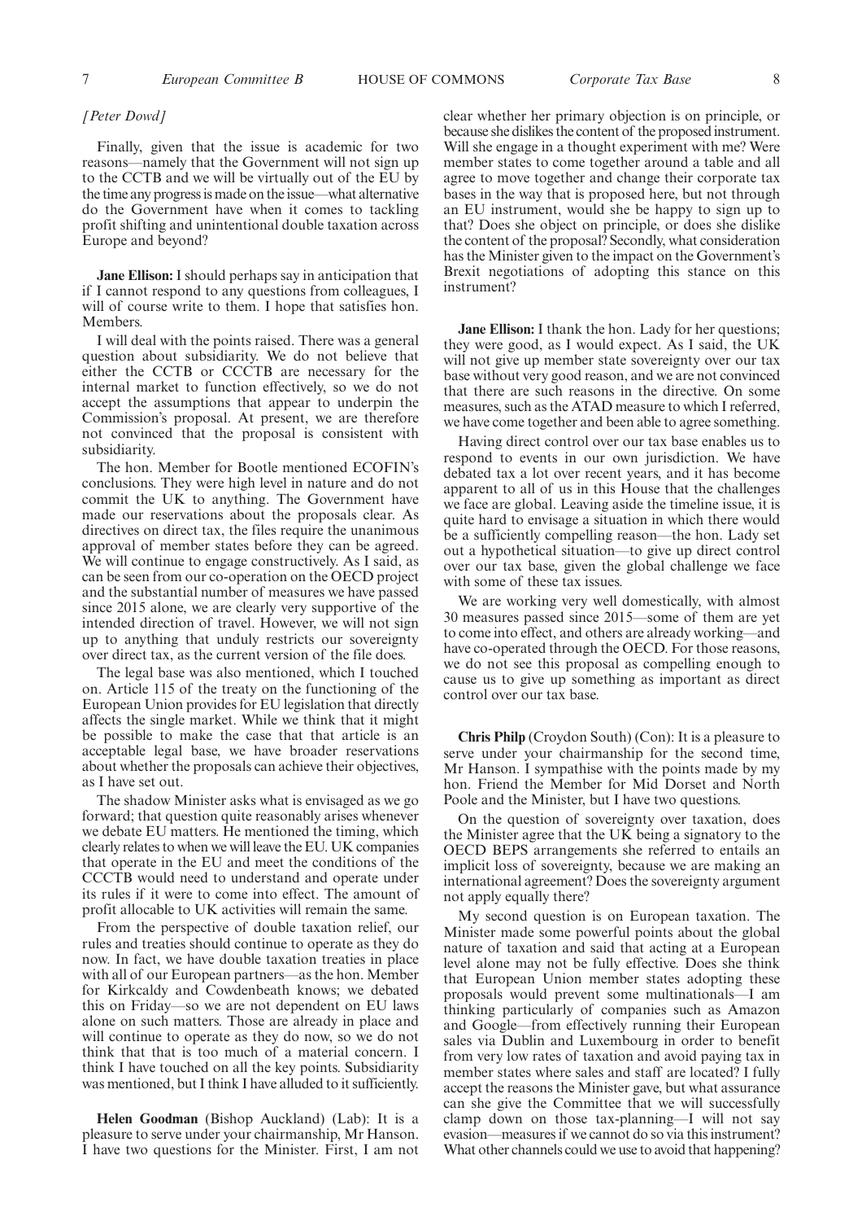*[Peter Dowd]*

Finally, given that the issue is academic for two reasons—namely that the Government will not sign up to the CCTB and we will be virtually out of the EU by the time any progress is made on the issue—what alternative do the Government have when it comes to tackling profit shifting and unintentional double taxation across Europe and beyond?

**Jane Ellison:** I should perhaps say in anticipation that if I cannot respond to any questions from colleagues, I will of course write to them. I hope that satisfies hon. Members.

I will deal with the points raised. There was a general question about subsidiarity. We do not believe that either the CCTB or CCCTB are necessary for the internal market to function effectively, so we do not accept the assumptions that appear to underpin the Commission's proposal. At present, we are therefore not convinced that the proposal is consistent with subsidiarity.

The hon. Member for Bootle mentioned ECOFIN's conclusions. They were high level in nature and do not commit the UK to anything. The Government have made our reservations about the proposals clear. As directives on direct tax, the files require the unanimous approval of member states before they can be agreed. We will continue to engage constructively. As I said, as can be seen from our co-operation on the OECD project and the substantial number of measures we have passed since 2015 alone, we are clearly very supportive of the intended direction of travel. However, we will not sign up to anything that unduly restricts our sovereignty over direct tax, as the current version of the file does.

The legal base was also mentioned, which I touched on. Article 115 of the treaty on the functioning of the European Union provides for EU legislation that directly affects the single market. While we think that it might be possible to make the case that that article is an acceptable legal base, we have broader reservations about whether the proposals can achieve their objectives, as I have set out.

The shadow Minister asks what is envisaged as we go forward; that question quite reasonably arises whenever we debate EU matters. He mentioned the timing, which clearly relates to when we will leave the EU. UK companies that operate in the EU and meet the conditions of the CCCTB would need to understand and operate under its rules if it were to come into effect. The amount of profit allocable to UK activities will remain the same.

From the perspective of double taxation relief, our rules and treaties should continue to operate as they do now. In fact, we have double taxation treaties in place with all of our European partners—as the hon. Member for Kirkcaldy and Cowdenbeath knows; we debated this on Friday—so we are not dependent on EU laws alone on such matters. Those are already in place and will continue to operate as they do now, so we do not think that that is too much of a material concern. I think I have touched on all the key points. Subsidiarity was mentioned, but I think I have alluded to it sufficiently.

**Helen Goodman** (Bishop Auckland) (Lab): It is a pleasure to serve under your chairmanship, Mr Hanson. I have two questions for the Minister. First, I am not clear whether her primary objection is on principle, or because she dislikes the content of the proposed instrument. Will she engage in a thought experiment with me? Were member states to come together around a table and all agree to move together and change their corporate tax bases in the way that is proposed here, but not through an EU instrument, would she be happy to sign up to that? Does she object on principle, or does she dislike the content of the proposal? Secondly, what consideration has the Minister given to the impact on the Government's Brexit negotiations of adopting this stance on this instrument?

**Jane Ellison:** I thank the hon. Lady for her questions; they were good, as I would expect. As I said, the UK will not give up member state sovereignty over our tax base without very good reason, and we are not convinced that there are such reasons in the directive. On some measures, such as the ATAD measure to which I referred, we have come together and been able to agree something.

Having direct control over our tax base enables us to respond to events in our own jurisdiction. We have debated tax a lot over recent years, and it has become apparent to all of us in this House that the challenges we face are global. Leaving aside the timeline issue, it is quite hard to envisage a situation in which there would be a sufficiently compelling reason—the hon. Lady set out a hypothetical situation—to give up direct control over our tax base, given the global challenge we face with some of these tax issues.

We are working very well domestically, with almost 30 measures passed since 2015—some of them are yet to come into effect, and others are already working—and have co-operated through the OECD. For those reasons, we do not see this proposal as compelling enough to cause us to give up something as important as direct control over our tax base.

**Chris Philp** (Croydon South) (Con): It is a pleasure to serve under your chairmanship for the second time, Mr Hanson. I sympathise with the points made by my hon. Friend the Member for Mid Dorset and North Poole and the Minister, but I have two questions.

On the question of sovereignty over taxation, does the Minister agree that the UK being a signatory to the OECD BEPS arrangements she referred to entails an implicit loss of sovereignty, because we are making an international agreement? Does the sovereignty argument not apply equally there?

My second question is on European taxation. The Minister made some powerful points about the global nature of taxation and said that acting at a European level alone may not be fully effective. Does she think that European Union member states adopting these proposals would prevent some multinationals—I am thinking particularly of companies such as Amazon and Google—from effectively running their European sales via Dublin and Luxembourg in order to benefit from very low rates of taxation and avoid paying tax in member states where sales and staff are located? I fully accept the reasons the Minister gave, but what assurance can she give the Committee that we will successfully clamp down on those tax-planning—I will not say evasion—measures if we cannot do so via this instrument? What other channels could we use to avoid that happening?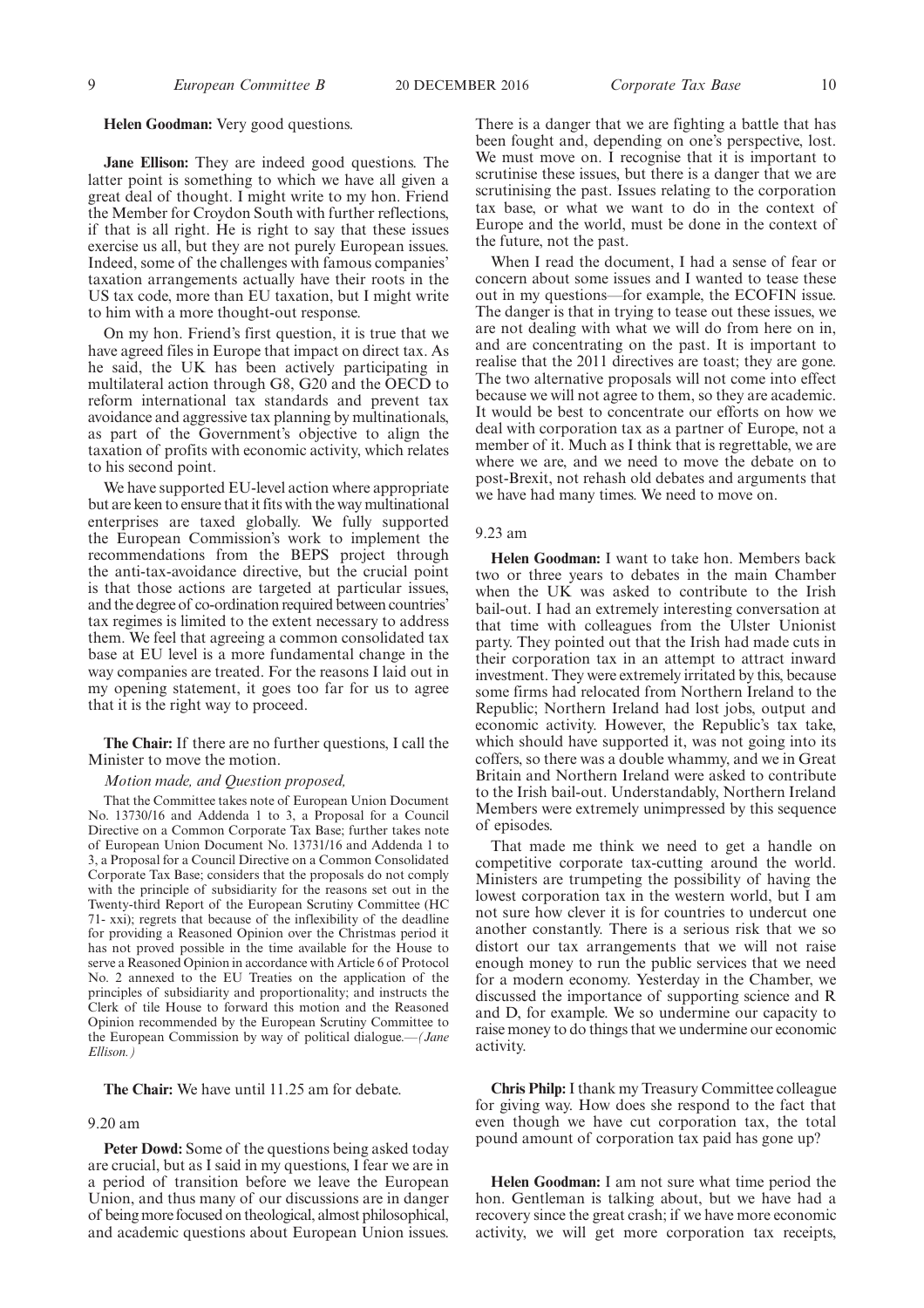**Helen Goodman:** Very good questions.

**Jane Ellison:** They are indeed good questions. The latter point is something to which we have all given a great deal of thought. I might write to my hon. Friend the Member for Croydon South with further reflections, if that is all right. He is right to say that these issues exercise us all, but they are not purely European issues. Indeed, some of the challenges with famous companies' taxation arrangements actually have their roots in the US tax code, more than EU taxation, but I might write to him with a more thought-out response.

On my hon. Friend's first question, it is true that we have agreed files in Europe that impact on direct tax. As he said, the UK has been actively participating in multilateral action through G8, G20 and the OECD to reform international tax standards and prevent tax avoidance and aggressive tax planning by multinationals, as part of the Government's objective to align the taxation of profits with economic activity, which relates to his second point.

We have supported EU-level action where appropriate but are keen to ensure that it fits with the way multinational enterprises are taxed globally. We fully supported the European Commission's work to implement the recommendations from the BEPS project through the anti-tax-avoidance directive, but the crucial point is that those actions are targeted at particular issues, and the degree of co-ordination required between countries' tax regimes is limited to the extent necessary to address them. We feel that agreeing a common consolidated tax base at EU level is a more fundamental change in the way companies are treated. For the reasons I laid out in my opening statement, it goes too far for us to agree that it is the right way to proceed.

**The Chair:** If there are no further questions, I call the Minister to move the motion.

*Motion made, and Question proposed,*

That the Committee takes note of European Union Document No. 13730/16 and Addenda 1 to 3, a Proposal for a Council Directive on a Common Corporate Tax Base; further takes note of European Union Document No. 13731/16 and Addenda 1 to 3, a Proposal for a Council Directive on a Common Consolidated Corporate Tax Base; considers that the proposals do not comply with the principle of subsidiarity for the reasons set out in the Twenty-third Report of the European Scrutiny Committee (HC 71- xxi); regrets that because of the inflexibility of the deadline for providing a Reasoned Opinion over the Christmas period it has not proved possible in the time available for the House to serve a Reasoned Opinion in accordance with Article 6 of Protocol No. 2 annexed to the EU Treaties on the application of the principles of subsidiarity and proportionality; and instructs the Clerk of tile House to forward this motion and the Reasoned Opinion recommended by the European Scrutiny Committee to the European Commission by way of political dialogue.—*(Jane Ellison.)*

**The Chair:** We have until 11.25 am for debate.

9.20 am

**Peter Dowd:** Some of the questions being asked today are crucial, but as I said in my questions, I fear we are in a period of transition before we leave the European Union, and thus many of our discussions are in danger of being more focused on theological, almost philosophical, and academic questions about European Union issues. There is a danger that we are fighting a battle that has been fought and, depending on one's perspective, lost. We must move on. I recognise that it is important to scrutinise these issues, but there is a danger that we are scrutinising the past. Issues relating to the corporation tax base, or what we want to do in the context of Europe and the world, must be done in the context of the future, not the past.

When I read the document, I had a sense of fear or concern about some issues and I wanted to tease these out in my questions—for example, the ECOFIN issue. The danger is that in trying to tease out these issues, we are not dealing with what we will do from here on in, and are concentrating on the past. It is important to realise that the 2011 directives are toast; they are gone. The two alternative proposals will not come into effect because we will not agree to them, so they are academic. It would be best to concentrate our efforts on how we deal with corporation tax as a partner of Europe, not a member of it. Much as I think that is regrettable, we are where we are, and we need to move the debate on to post-Brexit, not rehash old debates and arguments that we have had many times. We need to move on.

9.23 am

**Helen Goodman:** I want to take hon. Members back two or three years to debates in the main Chamber when the UK was asked to contribute to the Irish bail-out. I had an extremely interesting conversation at that time with colleagues from the Ulster Unionist party. They pointed out that the Irish had made cuts in their corporation tax in an attempt to attract inward investment. They were extremely irritated by this, because some firms had relocated from Northern Ireland to the Republic; Northern Ireland had lost jobs, output and economic activity. However, the Republic's tax take, which should have supported it, was not going into its coffers, so there was a double whammy, and we in Great Britain and Northern Ireland were asked to contribute to the Irish bail-out. Understandably, Northern Ireland Members were extremely unimpressed by this sequence of episodes.

That made me think we need to get a handle on competitive corporate tax-cutting around the world. Ministers are trumpeting the possibility of having the lowest corporation tax in the western world, but I am not sure how clever it is for countries to undercut one another constantly. There is a serious risk that we so distort our tax arrangements that we will not raise enough money to run the public services that we need for a modern economy. Yesterday in the Chamber, we discussed the importance of supporting science and R and D, for example. We so undermine our capacity to raise money to do things that we undermine our economic activity.

**Chris Philp:** I thank my Treasury Committee colleague for giving way. How does she respond to the fact that even though we have cut corporation tax, the total pound amount of corporation tax paid has gone up?

**Helen Goodman:** I am not sure what time period the hon. Gentleman is talking about, but we have had a recovery since the great crash; if we have more economic activity, we will get more corporation tax receipts,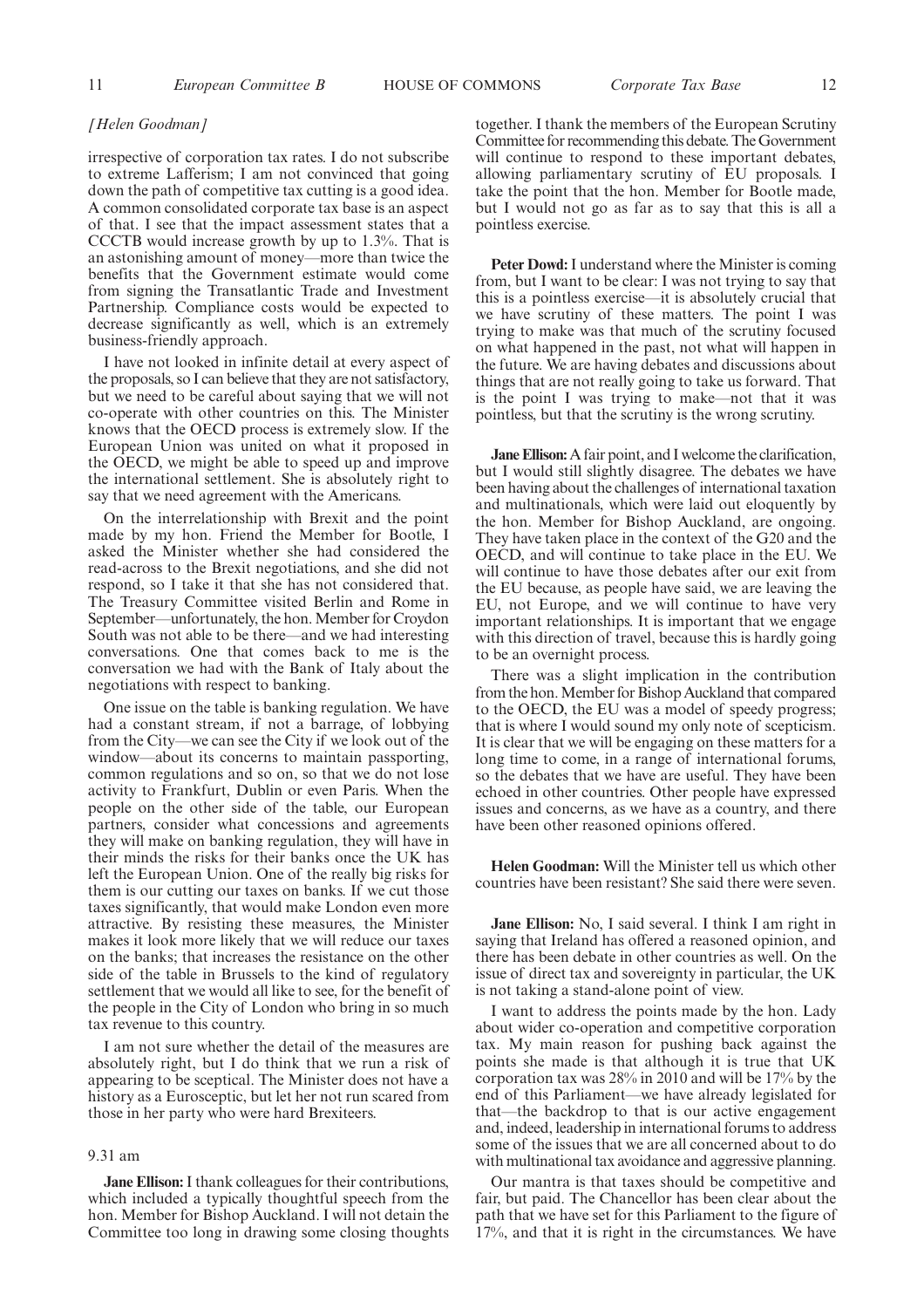*[Helen Goodman]*

irrespective of corporation tax rates. I do not subscribe to extreme Lafferism; I am not convinced that going down the path of competitive tax cutting is a good idea. A common consolidated corporate tax base is an aspect of that. I see that the impact assessment states that a CCCTB would increase growth by up to 1.3%. That is an astonishing amount of money—more than twice the benefits that the Government estimate would come from signing the Transatlantic Trade and Investment Partnership. Compliance costs would be expected to decrease significantly as well, which is an extremely business-friendly approach.

I have not looked in infinite detail at every aspect of the proposals, so I can believe that they are not satisfactory, but we need to be careful about saying that we will not co-operate with other countries on this. The Minister knows that the OECD process is extremely slow. If the European Union was united on what it proposed in the OECD, we might be able to speed up and improve the international settlement. She is absolutely right to say that we need agreement with the Americans.

On the interrelationship with Brexit and the point made by my hon. Friend the Member for Bootle, I asked the Minister whether she had considered the read-across to the Brexit negotiations, and she did not respond, so I take it that she has not considered that. The Treasury Committee visited Berlin and Rome in September—unfortunately, the hon. Member for Croydon South was not able to be there—and we had interesting conversations. One that comes back to me is the conversation we had with the Bank of Italy about the negotiations with respect to banking.

One issue on the table is banking regulation. We have had a constant stream, if not a barrage, of lobbying from the City—we can see the City if we look out of the window—about its concerns to maintain passporting, common regulations and so on, so that we do not lose activity to Frankfurt, Dublin or even Paris. When the people on the other side of the table, our European partners, consider what concessions and agreements they will make on banking regulation, they will have in their minds the risks for their banks once the UK has left the European Union. One of the really big risks for them is our cutting our taxes on banks. If we cut those taxes significantly, that would make London even more attractive. By resisting these measures, the Minister makes it look more likely that we will reduce our taxes on the banks; that increases the resistance on the other side of the table in Brussels to the kind of regulatory settlement that we would all like to see, for the benefit of the people in the City of London who bring in so much tax revenue to this country.

I am not sure whether the detail of the measures are absolutely right, but I do think that we run a risk of appearing to be sceptical. The Minister does not have a history as a Eurosceptic, but let her not run scared from those in her party who were hard Brexiteers.

9.31 am

**Jane Ellison:** I thank colleagues for their contributions, which included a typically thoughtful speech from the hon. Member for Bishop Auckland. I will not detain the Committee too long in drawing some closing thoughts together. I thank the members of the European Scrutiny Committee for recommending this debate. The Government will continue to respond to these important debates, allowing parliamentary scrutiny of EU proposals. I take the point that the hon. Member for Bootle made, but I would not go as far as to say that this is all a pointless exercise.

**Peter Dowd:** I understand where the Minister is coming from, but I want to be clear: I was not trying to say that this is a pointless exercise—it is absolutely crucial that we have scrutiny of these matters. The point I was trying to make was that much of the scrutiny focused on what happened in the past, not what will happen in the future. We are having debates and discussions about things that are not really going to take us forward. That is the point I was trying to make—not that it was pointless, but that the scrutiny is the wrong scrutiny.

**Jane Ellison:** A fair point, and I welcome the clarification, but I would still slightly disagree. The debates we have been having about the challenges of international taxation and multinationals, which were laid out eloquently by the hon. Member for Bishop Auckland, are ongoing. They have taken place in the context of the G20 and the OECD, and will continue to take place in the EU. We will continue to have those debates after our exit from the EU because, as people have said, we are leaving the EU, not Europe, and we will continue to have very important relationships. It is important that we engage with this direction of travel, because this is hardly going to be an overnight process.

There was a slight implication in the contribution from the hon. Member for Bishop Auckland that compared to the OECD, the EU was a model of speedy progress; that is where I would sound my only note of scepticism. It is clear that we will be engaging on these matters for a long time to come, in a range of international forums, so the debates that we have are useful. They have been echoed in other countries. Other people have expressed issues and concerns, as we have as a country, and there have been other reasoned opinions offered.

**Helen Goodman:** Will the Minister tell us which other countries have been resistant? She said there were seven.

**Jane Ellison:** No, I said several. I think I am right in saying that Ireland has offered a reasoned opinion, and there has been debate in other countries as well. On the issue of direct tax and sovereignty in particular, the UK is not taking a stand-alone point of view.

I want to address the points made by the hon. Lady about wider co-operation and competitive corporation tax. My main reason for pushing back against the points she makes is that although it is true that UK corporation tax was 28% in 2010 and will be 17% by the end of this Parliament—we have already legislated for that—the backdrop to that is our active engagement and, indeed, leadership in international forums to address some of the issues that we are all concerned about to do with multinational tax avoidance and aggressive planning.

Our mantra is that taxes should be competitive and fair, but paid. The Chancellor has been clear about the path that we have set for this Parliament to the figure of 17%, and that it is right in the circumstances. We have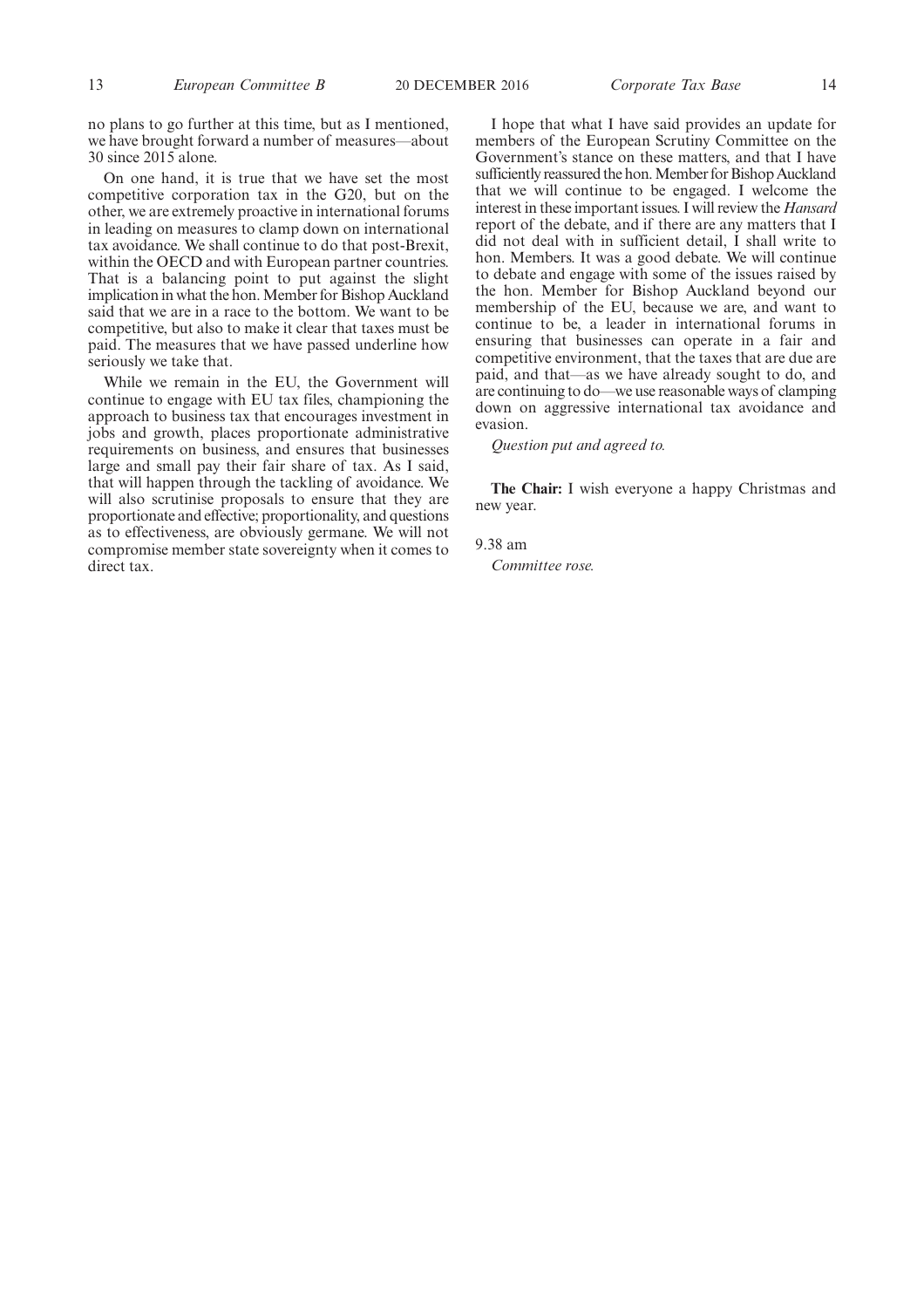no plans to go further at this time, but as I mentioned, we have brought forward a number of measures—about 30 since 2015 alone.

On one hand, it is true that we have set the most competitive corporation tax in the G20, but on the other, we are extremely proactive in international forums in leading on measures to clamp down on international tax avoidance. We shall continue to do that post-Brexit, within the OECD and with European partner countries. That is a balancing point to put against the slight implication in what the hon. Member for Bishop Auckland said that we are in a race to the bottom. We want to be competitive, but also to make it clear that taxes must be paid. The measures that we have passed underline how seriously we take that.

While we remain in the EU, the Government will continue to engage with EU tax files, championing the approach to business tax that encourages investment in jobs and growth, places proportionate administrative requirements on business, and ensures that businesses large and small pay their fair share of tax. As I said, that will happen through the tackling of avoidance. We will also scrutinise proposals to ensure that they are proportionate and effective; proportionality, and questions as to effectiveness, are obviously germane. We will not compromise member state sovereignty when it comes to direct tax.

I hope that what I have said provides an update for members of the European Scrutiny Committee on the Government's stance on these matters, and that I have sufficiently reassured the hon. Member for Bishop Auckland that we will continue to be engaged. I welcome the interest in these important issues. I will review the *Hansard* report of the debate, and if there are any matters that I did not deal with in sufficient detail, I shall write to hon. Members. It was a good debate. We will continue to debate and engage with some of the issues raised by the hon. Member for Bishop Auckland beyond our membership of the EU, because we are, and want to continue to be, a leader in international forums in ensuring that businesses can operate in a fair and competitive environment, that the taxes that are due are paid, and that—as we have already sought to do, and are continuing to do—we use reasonable ways of clamping down on aggressive international tax avoidance and evasion.

*Question put and agreed to.*

**The Chair:** I wish everyone a happy Christmas and new year.

9.38 am

*Committee rose.*